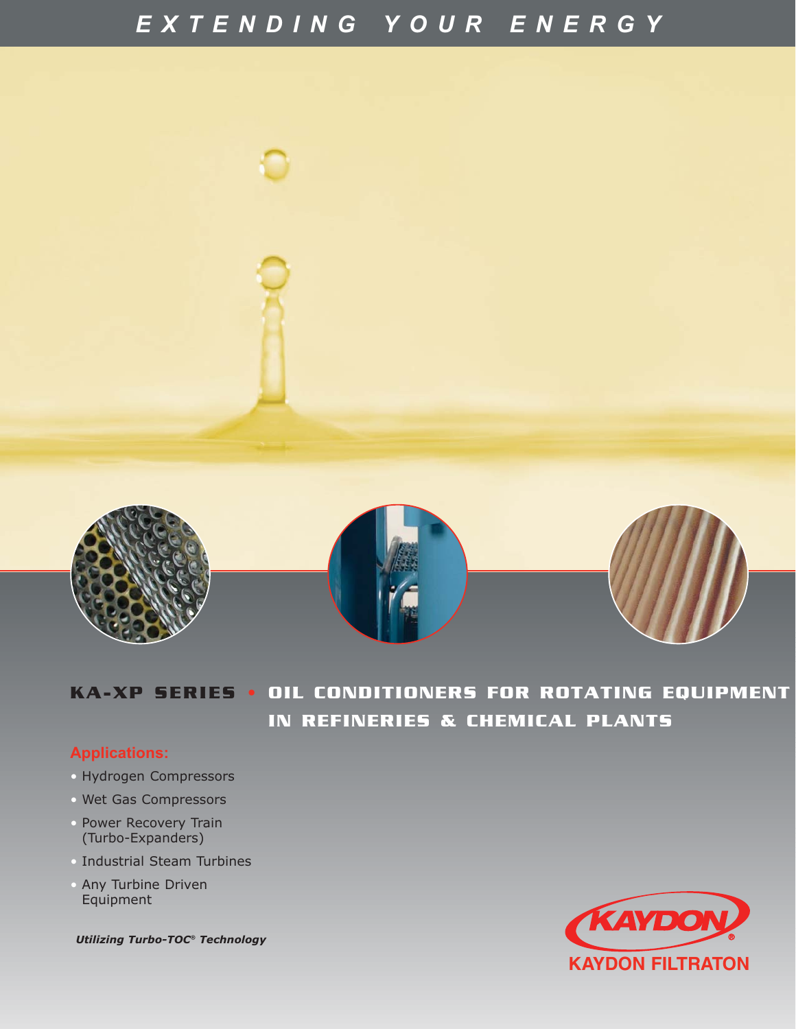# EXTENDING YOUR ENERGY

## KA-XP SERIES • OIL CONDITIONERS FOR ROTATING EQUIPMENT IN REFINERIES & CHEMICAL PLANTS

**Applications:**

- Hydrogen Compressors
- Wet Gas Compressors
- Power Recovery Train (Turbo-Expanders)
- Industrial Steam Turbines
- Any Turbine Driven Equipment

***Utilizing Turbo-TOC® Technology***

KAYDON®

KAYDON FILTRATON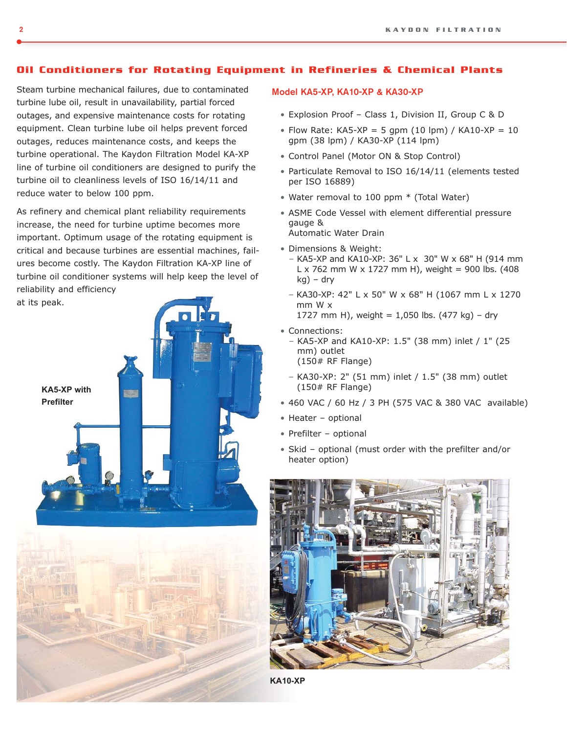## Oil Conditioners for Rotating Equipment in Refineries & Chemical Plants

Steam turbine mechanical failures, due to contaminated turbine lube oil, result in unavailability, partial forced outages, and expensive maintenance costs for rotating equipment. Clean turbine lube oil helps prevent forced outages, reduces maintenance costs, and keeps the turbine operational. The Kaydon Filtration Model KA-XP line of turbine oil conditioners are designed to purify the turbine oil to cleanliness levels of ISO 16/14/11 and reduce water to below 100 ppm.

As refinery and chemical plant reliability requirements increase, the need for turbine uptime becomes more important. Optimum usage of the rotating equipment is critical and because turbines are essential machines, failures become costly. The Kaydon Filtration KA-XP line of turbine oil conditioner systems will help keep the level of reliability and efficiency at its peak.

**KA5-XP with Prefilter**

### Model KA5-XP, KA10-XP & KA30-XP

- Explosion Proof – Class 1, Division II, Group C & D
- Flow Rate: KA5-XP = 5 gpm (10 lpm) / KA10-XP = 10 gpm (38 lpm) / KA30-XP (114 lpm)
- Control Panel (Motor ON & Stop Control)
- Particulate Removal to ISO 16/14/11 (elements tested per ISO 16889)
- Water removal to 100 ppm * (Total Water)
- ASME Code Vessel with element differential pressure gauge & Automatic Water Drain
- Dimensions & Weight:
  - KA5-XP and KA10-XP: 36" L x 30" W x 68" H (914 mm L x 762 mm W x 1727 mm H), weight = 900 lbs. (408 kg) – dry
  - KA30-XP: 42" L x 50" W x 68" H (1067 mm L x 1270 mm W x 1727 mm H), weight = 1,050 lbs. (477 kg) – dry
- Connections:
  - KA5-XP and KA10-XP: 1.5" (38 mm) inlet / 1" (25 mm) outlet (150# RF Flange)
  - KA30-XP: 2" (51 mm) inlet / 1.5" (38 mm) outlet (150# RF Flange)
- 460 VAC / 60 Hz / 3 PH (575 VAC & 380 VAC available)
- Heater – optional
- Prefilter – optional
- Skid – optional (must order with the prefilter and/or heater option)

**KA10-XP**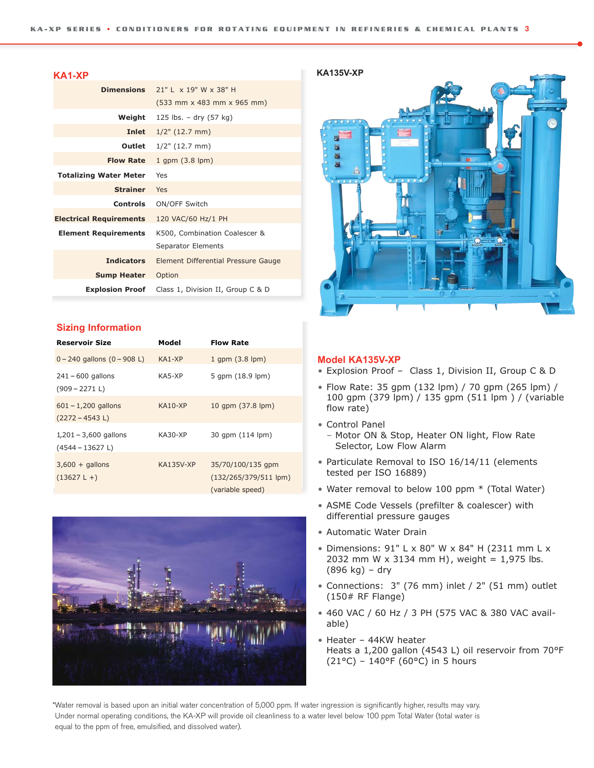## KA1-XP

| | |
|---|---|
| **Dimensions** | 21" L x 19" W x 38" H (533 mm x 483 mm x 965 mm) |
| **Weight** | 125 lbs. – dry (57 kg) |
| **Inlet** | 1/2" (12.7 mm) |
| **Outlet** | 1/2" (12.7 mm) |
| **Flow Rate** | 1 gpm (3.8 lpm) |
| **Totalizing Water Meter** | Yes |
| **Strainer** | Yes |
| **Controls** | ON/OFF Switch |
| **Electrical Requirements** | 120 VAC/60 Hz/1 PH |
| **Element Requirements** | K500, Combination Coalescer & Separator Elements |
| **Indicators** | Element Differential Pressure Gauge |
| **Sump Heater** | Option |
| **Explosion Proof** | Class 1, Division II, Group C & D |

## Sizing Information

| Reservoir Size | Model | Flow Rate |
|---|---|---|
| 0 – 240 gallons (0 – 908 L) | KA1-XP | 1 gpm (3.8 lpm) |
| 241 – 600 gallons (909 – 2271 L) | KA5-XP | 5 gpm (18.9 lpm) |
| 601 – 1,200 gallons (2272 – 4543 L) | KA10-XP | 10 gpm (37.8 lpm) |
| 1,201 – 3,600 gallons (4544 – 13627 L) | KA30-XP | 30 gpm (114 lpm) |
| 3,600 + gallons (13627 L +) | KA135V-XP | 35/70/100/135 gpm (132/265/379/511 lpm) (variable speed) |

KA135V-XP

## Model KA135V-XP

- Explosion Proof – Class 1, Division II, Group C & D
- Flow Rate: 35 gpm (132 lpm) / 70 gpm (265 lpm) / 100 gpm (379 lpm) / 135 gpm (511 lpm ) / (variable flow rate)
- Control Panel
  - Motor ON & Stop, Heater ON light, Flow Rate Selector, Low Flow Alarm
- Particulate Removal to ISO 16/14/11 (elements tested per ISO 16889)
- Water removal to below 100 ppm * (Total Water)
- ASME Code Vessels (prefilter & coalescer) with differential pressure gauges
- Automatic Water Drain
- Dimensions: 91" L x 80" W x 84" H (2311 mm L x 2032 mm W x 3134 mm H), weight = 1,975 lbs. (896 kg) – dry
- Connections: 3" (76 mm) inlet / 2" (51 mm) outlet (150# RF Flange)
- 460 VAC / 60 Hz / 3 PH (575 VAC & 380 VAC available)
- Heater – 44KW heater
  Heats a 1,200 gallon (4543 L) oil reservoir from 70°F (21°C) – 140°F (60°C) in 5 hours

*Water removal is based upon an initial water concentration of 5,000 ppm. If water ingression is significantly higher, results may vary. Under normal operating conditions, the KA-XP will provide oil cleanliness to a water level below 100 ppm Total Water (total water is equal to the ppm of free, emulsified, and dissolved water).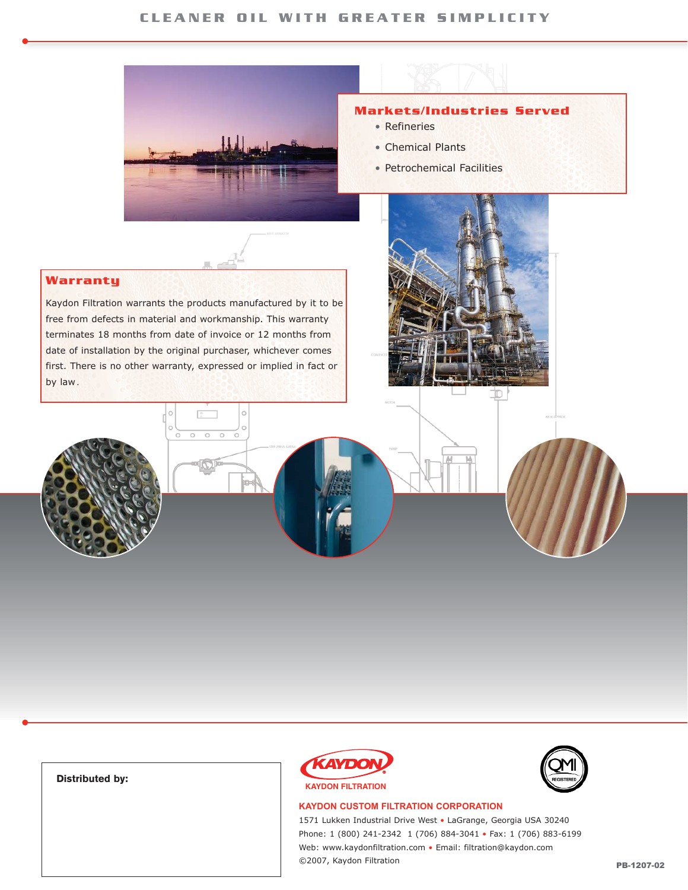CLEANER OIL WITH GREATER SIMPLICITY

## Markets/Industries Served

- Refineries
- Chemical Plants
- Petrochemical Facilities

## Warranty

Kaydon Filtration warrants the products manufactured by it to be free from defects in material and workmanship. This warranty terminates 18 months from date of invoice or 12 months from date of installation by the original purchaser, whichever comes first. There is no other warranty, expressed or implied in fact or by law.

**Distributed by:**

KAYDON FILTRATION

**KAYDON CUSTOM FILTRATION CORPORATION**

1571 Lukken Industrial Drive West • LaGrange, Georgia USA 30240

Phone: 1 (800) 241-2342 1 (706) 884-3041 • Fax: 1 (706) 883-6199

Web: www.kaydonfiltration.com • Email: filtration@kaydon.com

©2007, Kaydon Filtration

QMI REGISTERED

PB-1207-02